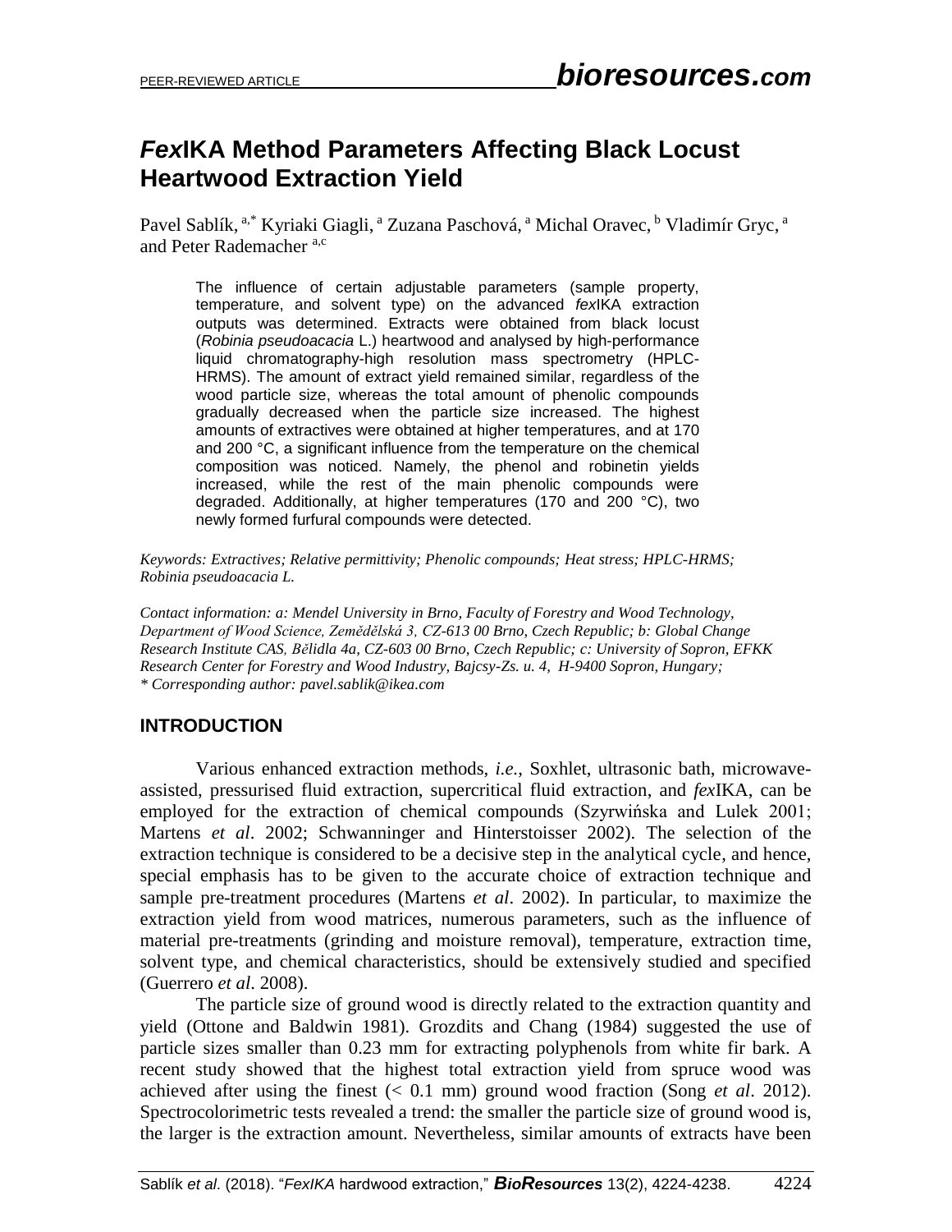# *Fex*IKA Method Parameters Affecting Black Locust Heartwood Extraction Yield

Pavel Sablík,[a,*] Kyriaki Giagli,[a] Zuzana Paschová,[a] Michal Oravec,[b] Vladimír Gryc,[a] and Peter Rademacher[a,c]

The influence of certain adjustable parameters (sample property, temperature, and solvent type) on the advanced *fex*IKA extraction outputs was determined. Extracts were obtained from black locust (*Robinia pseudoacacia* L.) heartwood and analysed by high-performance liquid chromatography-high resolution mass spectrometry (HPLC-HRMS). The amount of extract yield remained similar, regardless of the wood particle size, whereas the total amount of phenolic compounds gradually decreased when the particle size increased. The highest amounts of extractives were obtained at higher temperatures, and at 170 and 200 °C, a significant influence from the temperature on the chemical composition was noticed. Namely, the phenol and robinetin yields increased, while the rest of the main phenolic compounds were degraded. Additionally, at higher temperatures (170 and 200 °C), two newly formed furfural compounds were detected.

*Keywords: Extractives; Relative permittivity; Phenolic compounds; Heat stress; HPLC-HRMS; Robinia pseudoacacia L.*

*Contact information: a: Mendel University in Brno, Faculty of Forestry and Wood Technology, Department of Wood Science, Zemědělská 3, CZ-613 00 Brno, Czech Republic; b: Global Change Research Institute CAS, Bělidla 4a, CZ-603 00 Brno, Czech Republic; c: University of Sopron, EFKK Research Center for Forestry and Wood Industry, Bajcsy-Zs. u. 4, H-9400 Sopron, Hungary;*
*\* Corresponding author: pavel.sablik@ikea.com*

## INTRODUCTION

Various enhanced extraction methods, *i.e.*, Soxhlet, ultrasonic bath, microwave-assisted, pressurised fluid extraction, supercritical fluid extraction, and *fex*IKA, can be employed for the extraction of chemical compounds (Szyrwińska and Lulek 2001; Martens *et al*. 2002; Schwanninger and Hinterstoisser 2002). The selection of the extraction technique is considered to be a decisive step in the analytical cycle, and hence, special emphasis has to be given to the accurate choice of extraction technique and sample pre-treatment procedures (Martens *et al*. 2002). In particular, to maximize the extraction yield from wood matrices, numerous parameters, such as the influence of material pre-treatments (grinding and moisture removal), temperature, extraction time, solvent type, and chemical characteristics, should be extensively studied and specified (Guerrero *et al*. 2008).

The particle size of ground wood is directly related to the extraction quantity and yield (Ottone and Baldwin 1981). Grozdits and Chang (1984) suggested the use of particle sizes smaller than 0.23 mm for extracting polyphenols from white fir bark. A recent study showed that the highest total extraction yield from spruce wood was achieved after using the finest (< 0.1 mm) ground wood fraction (Song *et al*. 2012). Spectrocolorimetric tests revealed a trend: the smaller the particle size of ground wood is, the larger is the extraction amount. Nevertheless, similar amounts of extracts have been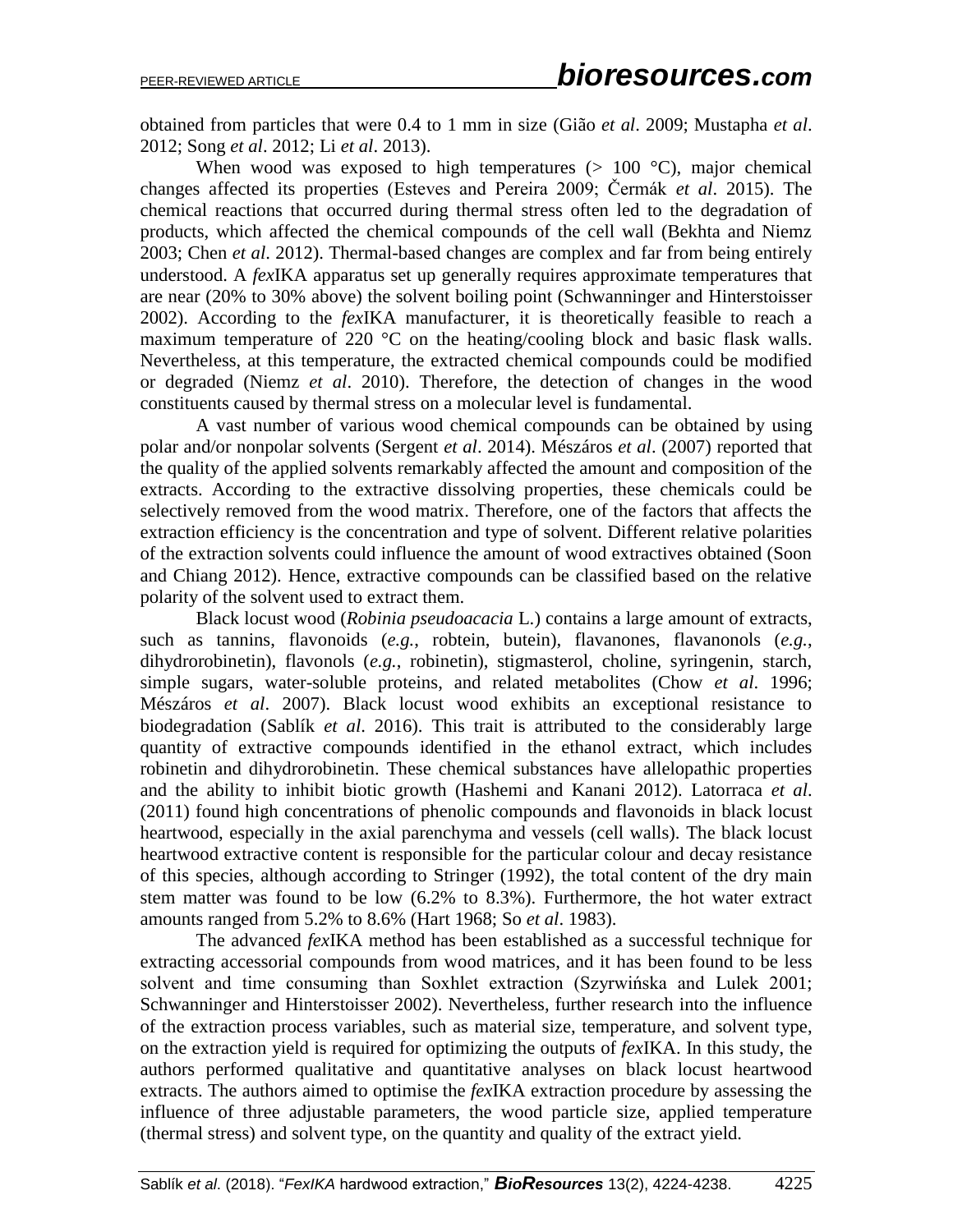obtained from particles that were 0.4 to 1 mm in size (Gião *et al*. 2009; Mustapha *et al*. 2012; Song *et al*. 2012; Li *et al*. 2013).

When wood was exposed to high temperatures (> 100 °C), major chemical changes affected its properties (Esteves and Pereira 2009; Čermák *et al*. 2015). The chemical reactions that occurred during thermal stress often led to the degradation of products, which affected the chemical compounds of the cell wall (Bekhta and Niemz 2003; Chen *et al*. 2012). Thermal-based changes are complex and far from being entirely understood. A *fex*IKA apparatus set up generally requires approximate temperatures that are near (20% to 30% above) the solvent boiling point (Schwanninger and Hinterstoisser 2002). According to the *fex*IKA manufacturer, it is theoretically feasible to reach a maximum temperature of 220 °C on the heating/cooling block and basic flask walls. Nevertheless, at this temperature, the extracted chemical compounds could be modified or degraded (Niemz *et al*. 2010). Therefore, the detection of changes in the wood constituents caused by thermal stress on a molecular level is fundamental.

A vast number of various wood chemical compounds can be obtained by using polar and/or nonpolar solvents (Sergent *et al*. 2014). Mészáros *et al*. (2007) reported that the quality of the applied solvents remarkably affected the amount and composition of the extracts. According to the extractive dissolving properties, these chemicals could be selectively removed from the wood matrix. Therefore, one of the factors that affects the extraction efficiency is the concentration and type of solvent. Different relative polarities of the extraction solvents could influence the amount of wood extractives obtained (Soon and Chiang 2012). Hence, extractive compounds can be classified based on the relative polarity of the solvent used to extract them.

Black locust wood (*Robinia pseudoacacia* L.) contains a large amount of extracts, such as tannins, flavonoids (*e.g.*, robtein, butein), flavanones, flavanonols (*e.g.*, dihydrorobinetin), flavonols (*e.g.*, robinetin), stigmasterol, choline, syringenin, starch, simple sugars, water-soluble proteins, and related metabolites (Chow *et al*. 1996; Mészáros *et al*. 2007). Black locust wood exhibits an exceptional resistance to biodegradation (Sablík *et al*. 2016). This trait is attributed to the considerably large quantity of extractive compounds identified in the ethanol extract, which includes robinetin and dihydrorobinetin. These chemical substances have allelopathic properties and the ability to inhibit biotic growth (Hashemi and Kanani 2012). Latorraca *et al*. (2011) found high concentrations of phenolic compounds and flavonoids in black locust heartwood, especially in the axial parenchyma and vessels (cell walls). The black locust heartwood extractive content is responsible for the particular colour and decay resistance of this species, although according to Stringer (1992), the total content of the dry main stem matter was found to be low (6.2% to 8.3%). Furthermore, the hot water extract amounts ranged from 5.2% to 8.6% (Hart 1968; So *et al*. 1983).

The advanced *fex*IKA method has been established as a successful technique for extracting accessorial compounds from wood matrices, and it has been found to be less solvent and time consuming than Soxhlet extraction (Szyrwińska and Lulek 2001; Schwanninger and Hinterstoisser 2002). Nevertheless, further research into the influence of the extraction process variables, such as material size, temperature, and solvent type, on the extraction yield is required for optimizing the outputs of *fex*IKA. In this study, the authors performed qualitative and quantitative analyses on black locust heartwood extracts. The authors aimed to optimise the *fex*IKA extraction procedure by assessing the influence of three adjustable parameters, the wood particle size, applied temperature (thermal stress) and solvent type, on the quantity and quality of the extract yield.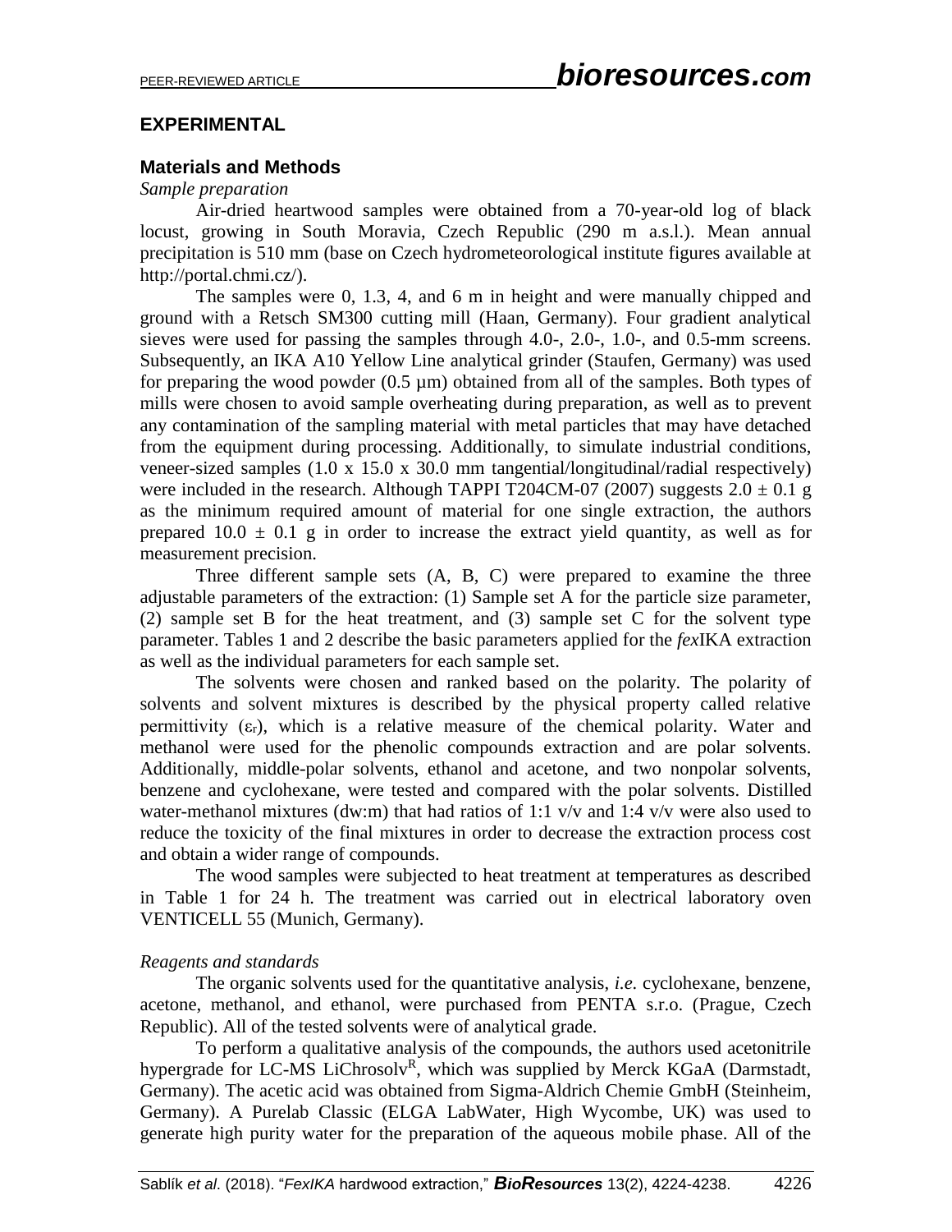## EXPERIMENTAL

### Materials and Methods

*Sample preparation*

Air-dried heartwood samples were obtained from a 70-year-old log of black locust, growing in South Moravia, Czech Republic (290 m a.s.l.). Mean annual precipitation is 510 mm (base on Czech hydrometeorological institute figures available at http://portal.chmi.cz/).

The samples were 0, 1.3, 4, and 6 m in height and were manually chipped and ground with a Retsch SM300 cutting mill (Haan, Germany). Four gradient analytical sieves were used for passing the samples through 4.0-, 2.0-, 1.0-, and 0.5-mm screens. Subsequently, an IKA A10 Yellow Line analytical grinder (Staufen, Germany) was used for preparing the wood powder (0.5 µm) obtained from all of the samples. Both types of mills were chosen to avoid sample overheating during preparation, as well as to prevent any contamination of the sampling material with metal particles that may have detached from the equipment during processing. Additionally, to simulate industrial conditions, veneer-sized samples (1.0 x 15.0 x 30.0 mm tangential/longitudinal/radial respectively) were included in the research. Although TAPPI T204CM-07 (2007) suggests 2.0 ± 0.1 g as the minimum required amount of material for one single extraction, the authors prepared 10.0 ± 0.1 g in order to increase the extract yield quantity, as well as for measurement precision.

Three different sample sets (A, B, C) were prepared to examine the three adjustable parameters of the extraction: (1) Sample set A for the particle size parameter, (2) sample set B for the heat treatment, and (3) sample set C for the solvent type parameter. Tables 1 and 2 describe the basic parameters applied for the *fex*IKA extraction as well as the individual parameters for each sample set.

The solvents were chosen and ranked based on the polarity. The polarity of solvents and solvent mixtures is described by the physical property called relative permittivity ($\varepsilon_r$), which is a relative measure of the chemical polarity. Water and methanol were used for the phenolic compounds extraction and are polar solvents. Additionally, middle-polar solvents, ethanol and acetone, and two nonpolar solvents, benzene and cyclohexane, were tested and compared with the polar solvents. Distilled water-methanol mixtures (dw:m) that had ratios of 1:1 v/v and 1:4 v/v were also used to reduce the toxicity of the final mixtures in order to decrease the extraction process cost and obtain a wider range of compounds.

The wood samples were subjected to heat treatment at temperatures as described in Table 1 for 24 h. The treatment was carried out in electrical laboratory oven VENTICELL 55 (Munich, Germany).

*Reagents and standards*

The organic solvents used for the quantitative analysis, *i.e.* cyclohexane, benzene, acetone, methanol, and ethanol, were purchased from PENTA s.r.o. (Prague, Czech Republic). All of the tested solvents were of analytical grade.

To perform a qualitative analysis of the compounds, the authors used acetonitrile hypergrade for LC-MS LiChrosolv[R], which was supplied by Merck KGaA (Darmstadt, Germany). The acetic acid was obtained from Sigma-Aldrich Chemie GmbH (Steinheim, Germany). A Purelab Classic (ELGA LabWater, High Wycombe, UK) was used to generate high purity water for the preparation of the aqueous mobile phase. All of the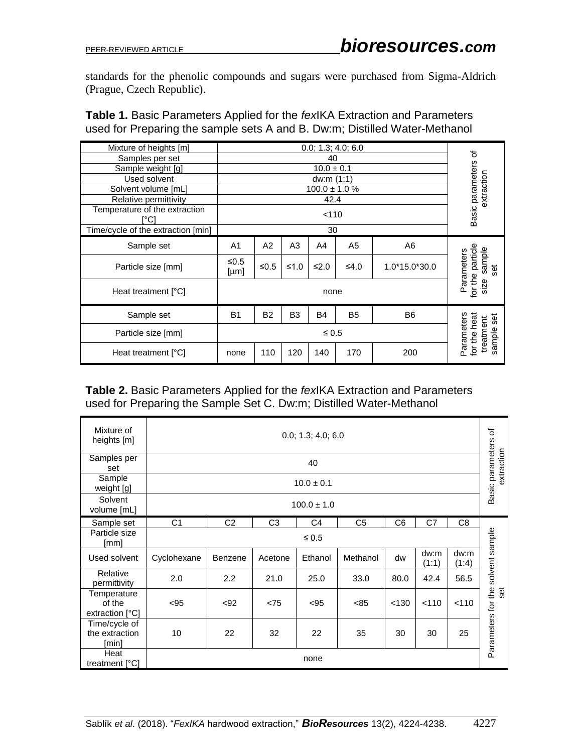standards for the phenolic compounds and sugars were purchased from Sigma-Aldrich (Prague, Czech Republic).

**Table 1.** Basic Parameters Applied for the *fex*IKA Extraction and Parameters used for Preparing the sample sets A and B. Dw:m; Distilled Water-Methanol

| Mixture of heights [m] | 0.0; 1.3; 4.0; 6.0 | | | | | | Basic parameters of extraction |
|---|---|---|---|---|---|---|---|
| Samples per set | 40 | | | | | | |
| Sample weight [g] | 10.0 ± 0.1 | | | | | | |
| Used solvent | dw:m (1:1) | | | | | | |
| Solvent volume [mL] | 100.0 ± 1.0 % | | | | | | |
| Relative permittivity | 42.4 | | | | | | |
| Temperature of the extraction [°C] | <110 | | | | | | |
| Time/cycle of the extraction [min] | 30 | | | | | | |
| Sample set | A1 | A2 | A3 | A4 | A5 | A6 | Parameters for the particle size sample set |
| Particle size [mm] | ≤0.5 [µm] | ≤0.5 | ≤1.0 | ≤2.0 | ≤4.0 | 1.0*15.0*30.0 | |
| Heat treatment [°C] | none | | | | | | |
| Sample set | B1 | B2 | B3 | B4 | B5 | B6 | Parameters for the heat treatment sample set |
| Particle size [mm] | ≤ 0.5 | | | | | | |
| Heat treatment [°C] | none | 110 | 120 | 140 | 170 | 200 | |

**Table 2.** Basic Parameters Applied for the *fex*IKA Extraction and Parameters used for Preparing the Sample Set C. Dw:m; Distilled Water-Methanol

| Mixture of heights [m] | 0.0; 1.3; 4.0; 6.0 | | | | | | | | Basic parameters of extraction |
|---|---|---|---|---|---|---|---|---|---|
| Samples per set | 40 | | | | | | | | |
| Sample weight [g] | 10.0 ± 0.1 | | | | | | | | |
| Solvent volume [mL] | 100.0 ± 1.0 | | | | | | | | |
| Sample set | C1 | C2 | C3 | C4 | C5 | C6 | C7 | C8 | Parameters for the solvent sample set |
| Particle size [mm] | ≤ 0.5 | | | | | | | | |
| Used solvent | Cyclohexane | Benzene | Acetone | Ethanol | Methanol | dw | dw:m (1:1) | dw:m (1:4) | |
| Relative permittivity | 2.0 | 2.2 | 21.0 | 25.0 | 33.0 | 80.0 | 42.4 | 56.5 | |
| Temperature of the extraction [°C] | <95 | <92 | <75 | <95 | <85 | <130 | <110 | <110 | |
| Time/cycle of the extraction [min] | 10 | 22 | 32 | 22 | 35 | 30 | 30 | 25 | |
| Heat treatment [°C] | none | | | | | | | | |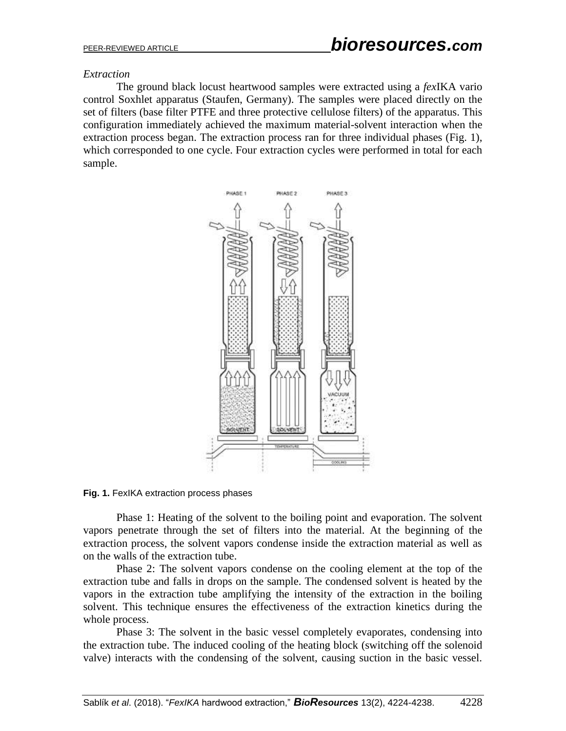*Extraction*

The ground black locust heartwood samples were extracted using a *fex*IKA vario control Soxhlet apparatus (Staufen, Germany). The samples were placed directly on the set of filters (base filter PTFE and three protective cellulose filters) of the apparatus. This configuration immediately achieved the maximum material-solvent interaction when the extraction process began. The extraction process ran for three individual phases (Fig. 1), which corresponded to one cycle. Four extraction cycles were performed in total for each sample.

**Fig. 1.** FexIKA extraction process phases

Phase 1: Heating of the solvent to the boiling point and evaporation. The solvent vapors penetrate through the set of filters into the material. At the beginning of the extraction process, the solvent vapors condense inside the extraction material as well as on the walls of the extraction tube.

Phase 2: The solvent vapors condense on the cooling element at the top of the extraction tube and falls in drops on the sample. The condensed solvent is heated by the vapors in the extraction tube amplifying the intensity of the extraction in the boiling solvent. This technique ensures the effectiveness of the extraction kinetics during the whole process.

Phase 3: The solvent in the basic vessel completely evaporates, condensing into the extraction tube. The induced cooling of the heating block (switching off the solenoid valve) interacts with the condensing of the solvent, causing suction in the basic vessel.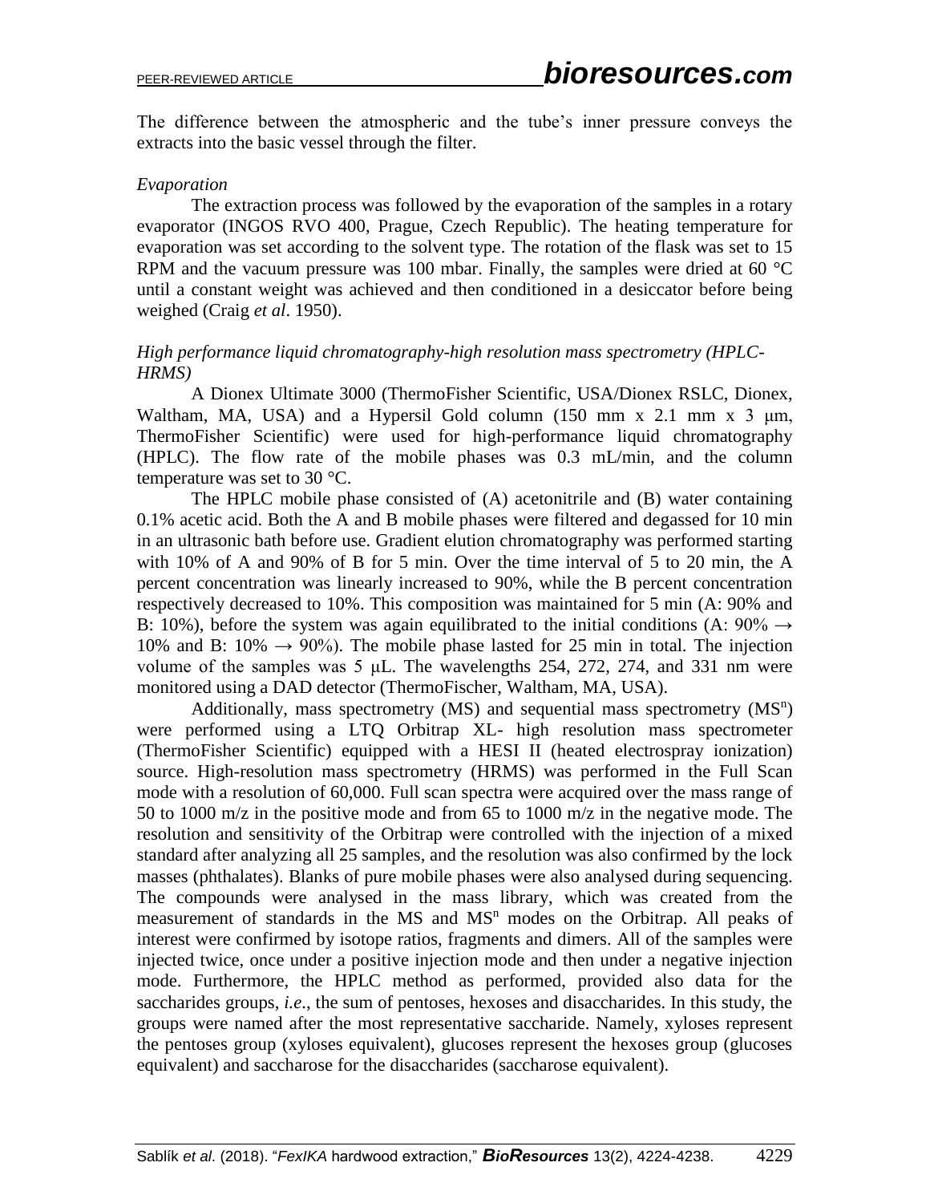The difference between the atmospheric and the tube's inner pressure conveys the extracts into the basic vessel through the filter.

*Evaporation*

The extraction process was followed by the evaporation of the samples in a rotary evaporator (INGOS RVO 400, Prague, Czech Republic). The heating temperature for evaporation was set according to the solvent type. The rotation of the flask was set to 15 RPM and the vacuum pressure was 100 mbar. Finally, the samples were dried at 60 °C until a constant weight was achieved and then conditioned in a desiccator before being weighed (Craig *et al*. 1950).

*High performance liquid chromatography-high resolution mass spectrometry (HPLC-HRMS)*

A Dionex Ultimate 3000 (ThermoFisher Scientific, USA/Dionex RSLC, Dionex, Waltham, MA, USA) and a Hypersil Gold column (150 mm x 2.1 mm x 3 μm, ThermoFisher Scientific) were used for high-performance liquid chromatography (HPLC). The flow rate of the mobile phases was 0.3 mL/min, and the column temperature was set to 30 °C.

The HPLC mobile phase consisted of (A) acetonitrile and (B) water containing 0.1% acetic acid. Both the A and B mobile phases were filtered and degassed for 10 min in an ultrasonic bath before use. Gradient elution chromatography was performed starting with 10% of A and 90% of B for 5 min. Over the time interval of 5 to 20 min, the A percent concentration was linearly increased to 90%, while the B percent concentration respectively decreased to 10%. This composition was maintained for 5 min (A: 90% and B: 10%), before the system was again equilibrated to the initial conditions (A: 90% → 10% and B: 10% → 90%). The mobile phase lasted for 25 min in total. The injection volume of the samples was 5 μL. The wavelengths 254, 272, 274, and 331 nm were monitored using a DAD detector (ThermoFischer, Waltham, MA, USA).

Additionally, mass spectrometry (MS) and sequential mass spectrometry ($MS^n$) were performed using a LTQ Orbitrap XL- high resolution mass spectrometer (ThermoFisher Scientific) equipped with a HESI II (heated electrospray ionization) source. High-resolution mass spectrometry (HRMS) was performed in the Full Scan mode with a resolution of 60,000. Full scan spectra were acquired over the mass range of 50 to 1000 m/z in the positive mode and from 65 to 1000 m/z in the negative mode. The resolution and sensitivity of the Orbitrap were controlled with the injection of a mixed standard after analyzing all 25 samples, and the resolution was also confirmed by the lock masses (phthalates). Blanks of pure mobile phases were also analysed during sequencing. The compounds were analysed in the mass library, which was created from the measurement of standards in the MS and $MS^n$ modes on the Orbitrap. All peaks of interest were confirmed by isotope ratios, fragments and dimers. All of the samples were injected twice, once under a positive injection mode and then under a negative injection mode. Furthermore, the HPLC method as performed, provided also data for the saccharides groups, *i.e*., the sum of pentoses, hexoses and disaccharides. In this study, the groups were named after the most representative saccharide. Namely, xyloses represent the pentoses group (xyloses equivalent), glucoses represent the hexoses group (glucoses equivalent) and saccharose for the disaccharides (saccharose equivalent).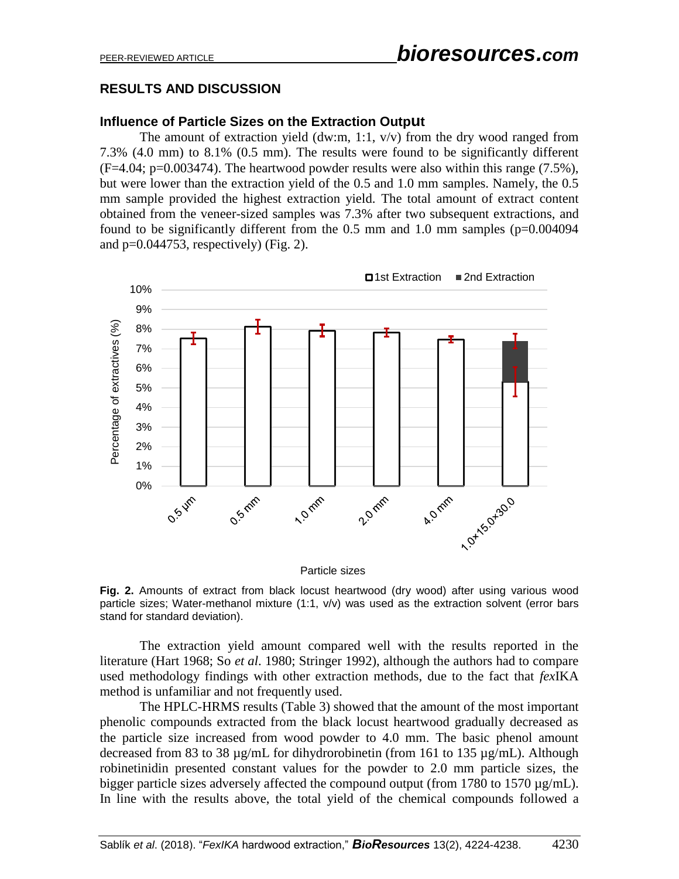## RESULTS AND DISCUSSION

### Influence of Particle Sizes on the Extraction Output

The amount of extraction yield (dw:m, 1:1, v/v) from the dry wood ranged from 7.3% (4.0 mm) to 8.1% (0.5 mm). The results were found to be significantly different (F=4.04; p=0.003474). The heartwood powder results were also within this range (7.5%), but were lower than the extraction yield of the 0.5 and 1.0 mm samples. Namely, the 0.5 mm sample provided the highest extraction yield. The total amount of extract content obtained from the veneer-sized samples was 7.3% after two subsequent extractions, and found to be significantly different from the 0.5 mm and 1.0 mm samples (p=0.004094 and p=0.044753, respectively) (Fig. 2).

**Fig. 2.** Amounts of extract from black locust heartwood (dry wood) after using various wood particle sizes; Water-methanol mixture (1:1, v/v) was used as the extraction solvent (error bars stand for standard deviation).

The extraction yield amount compared well with the results reported in the literature (Hart 1968; So *et al*. 1980; Stringer 1992), although the authors had to compare used methodology findings with other extraction methods, due to the fact that *fex*IKA method is unfamiliar and not frequently used.

The HPLC-HRMS results (Table 3) showed that the amount of the most important phenolic compounds extracted from the black locust heartwood gradually decreased as the particle size increased from wood powder to 4.0 mm. The basic phenol amount decreased from 83 to 38 µg/mL for dihydrorobinetin (from 161 to 135 µg/mL). Although robinetinidin presented constant values for the powder to 2.0 mm particle sizes, the bigger particle sizes adversely affected the compound output (from 1780 to 1570 µg/mL). In line with the results above, the total yield of the chemical compounds followed a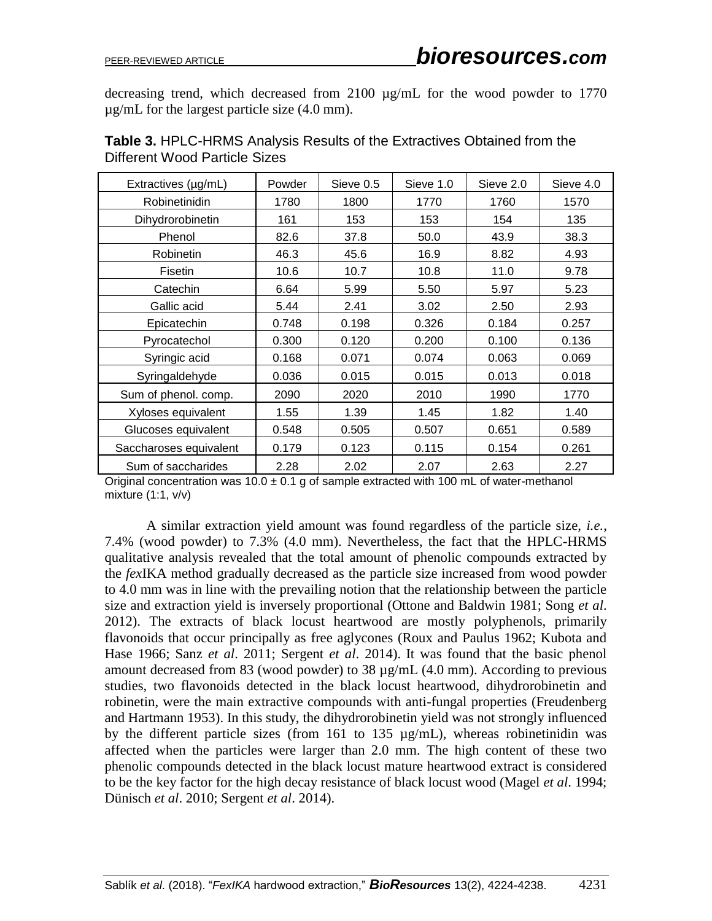decreasing trend, which decreased from 2100 µg/mL for the wood powder to 1770 µg/mL for the largest particle size (4.0 mm).

**Table 3.** HPLC-HRMS Analysis Results of the Extractives Obtained from the Different Wood Particle Sizes

| Extractives (µg/mL) | Powder | Sieve 0.5 | Sieve 1.0 | Sieve 2.0 | Sieve 4.0 |
|---|---|---|---|---|---|
| Robinetinidin | 1780 | 1800 | 1770 | 1760 | 1570 |
| Dihydrorobinetin | 161 | 153 | 153 | 154 | 135 |
| Phenol | 82.6 | 37.8 | 50.0 | 43.9 | 38.3 |
| Robinetin | 46.3 | 45.6 | 16.9 | 8.82 | 4.93 |
| Fisetin | 10.6 | 10.7 | 10.8 | 11.0 | 9.78 |
| Catechin | 6.64 | 5.99 | 5.50 | 5.97 | 5.23 |
| Gallic acid | 5.44 | 2.41 | 3.02 | 2.50 | 2.93 |
| Epicatechin | 0.748 | 0.198 | 0.326 | 0.184 | 0.257 |
| Pyrocatechol | 0.300 | 0.120 | 0.200 | 0.100 | 0.136 |
| Syringic acid | 0.168 | 0.071 | 0.074 | 0.063 | 0.069 |
| Syringaldehyde | 0.036 | 0.015 | 0.015 | 0.013 | 0.018 |
| Sum of phenol. comp. | 2090 | 2020 | 2010 | 1990 | 1770 |
| Xyloses equivalent | 1.55 | 1.39 | 1.45 | 1.82 | 1.40 |
| Glucoses equivalent | 0.548 | 0.505 | 0.507 | 0.651 | 0.589 |
| Saccharoses equivalent | 0.179 | 0.123 | 0.115 | 0.154 | 0.261 |
| Sum of saccharides | 2.28 | 2.02 | 2.07 | 2.63 | 2.27 |

Original concentration was 10.0 ± 0.1 g of sample extracted with 100 mL of water-methanol mixture (1:1, v/v)

A similar extraction yield amount was found regardless of the particle size, *i.e.*, 7.4% (wood powder) to 7.3% (4.0 mm). Nevertheless, the fact that the HPLC-HRMS qualitative analysis revealed that the total amount of phenolic compounds extracted by the *fex*IKA method gradually decreased as the particle size increased from wood powder to 4.0 mm was in line with the prevailing notion that the relationship between the particle size and extraction yield is inversely proportional (Ottone and Baldwin 1981; Song *et al*. 2012). The extracts of black locust heartwood are mostly polyphenols, primarily flavonoids that occur principally as free aglycones (Roux and Paulus 1962; Kubota and Hase 1966; Sanz *et al*. 2011; Sergent *et al*. 2014). It was found that the basic phenol amount decreased from 83 (wood powder) to 38 µg/mL (4.0 mm). According to previous studies, two flavonoids detected in the black locust heartwood, dihydrorobinetin and robinetin, were the main extractive compounds with anti-fungal properties (Freudenberg and Hartmann 1953). In this study, the dihydrorobinetin yield was not strongly influenced by the different particle sizes (from 161 to 135 µg/mL), whereas robinetinidin was affected when the particles were larger than 2.0 mm. The high content of these two phenolic compounds detected in the black locust mature heartwood extract is considered to be the key factor for the high decay resistance of black locust wood (Magel *et al*. 1994; Dünisch *et al*. 2010; Sergent *et al*. 2014).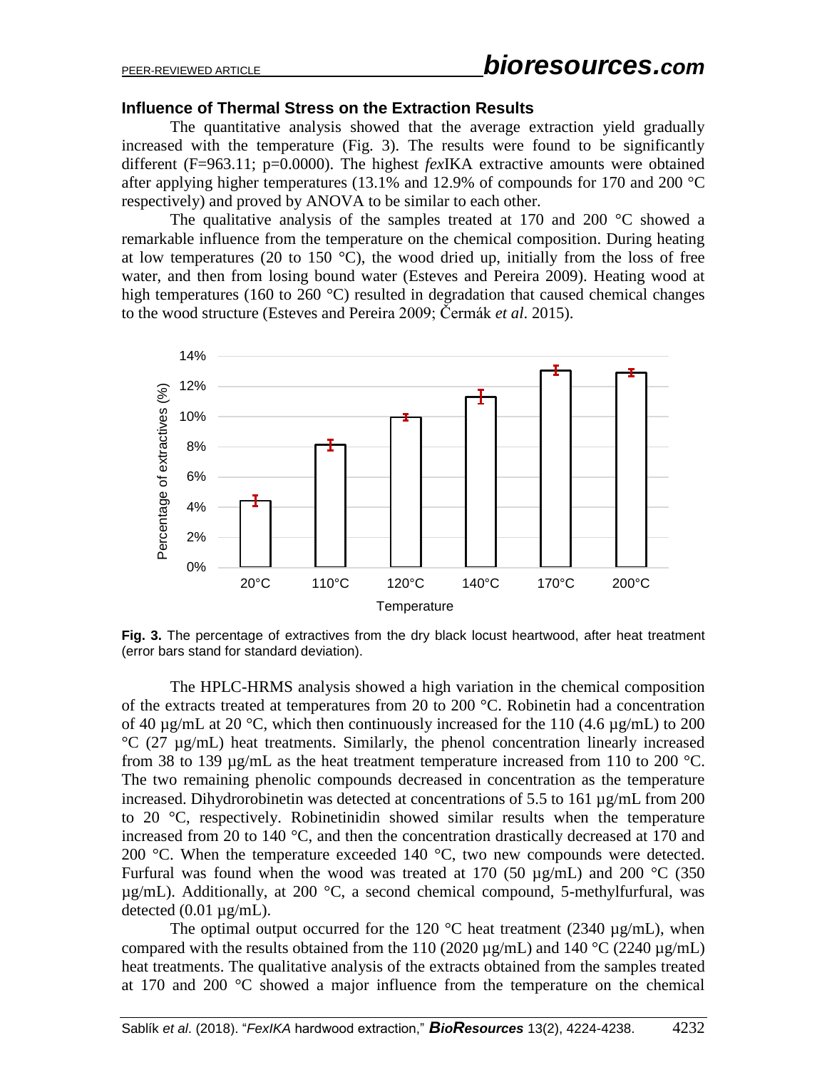### Influence of Thermal Stress on the Extraction Results

The quantitative analysis showed that the average extraction yield gradually increased with the temperature (Fig. 3). The results were found to be significantly different ($F=963.11$; $p=0.0000$). The highest *fex*IKA extractive amounts were obtained after applying higher temperatures (13.1% and 12.9% of compounds for 170 and 200 °C respectively) and proved by ANOVA to be similar to each other.

The qualitative analysis of the samples treated at 170 and 200 °C showed a remarkable influence from the temperature on the chemical composition. During heating at low temperatures (20 to 150 °C), the wood dried up, initially from the loss of free water, and then from losing bound water (Esteves and Pereira 2009). Heating wood at high temperatures (160 to 260 °C) resulted in degradation that caused chemical changes to the wood structure (Esteves and Pereira 2009; Čermák *et al*. 2015).

**Fig. 3.** The percentage of extractives from the dry black locust heartwood, after heat treatment (error bars stand for standard deviation).

The HPLC-HRMS analysis showed a high variation in the chemical composition of the extracts treated at temperatures from 20 to 200 °C. Robinetin had a concentration of 40 µg/mL at 20 °C, which then continuously increased for the 110 (4.6 µg/mL) to 200 °C (27 µg/mL) heat treatments. Similarly, the phenol concentration linearly increased from 38 to 139 µg/mL as the heat treatment temperature increased from 110 to 200 °C. The two remaining phenolic compounds decreased in concentration as the temperature increased. Dihydrorobinetin was detected at concentrations of 5.5 to 161 µg/mL from 200 to 20 °C, respectively. Robinetinidin showed similar results when the temperature increased from 20 to 140 °C, and then the concentration drastically decreased at 170 and 200 °C. When the temperature exceeded 140 °C, two new compounds were detected. Furfural was found when the wood was treated at 170 (50 µg/mL) and 200 °C (350 µg/mL). Additionally, at 200 °C, a second chemical compound, 5-methylfurfural, was detected (0.01 µg/mL).

The optimal output occurred for the 120 °C heat treatment (2340 µg/mL), when compared with the results obtained from the 110 (2020 µg/mL) and 140 °C (2240 µg/mL) heat treatments. The qualitative analysis of the extracts obtained from the samples treated at 170 and 200 °C showed a major influence from the temperature on the chemical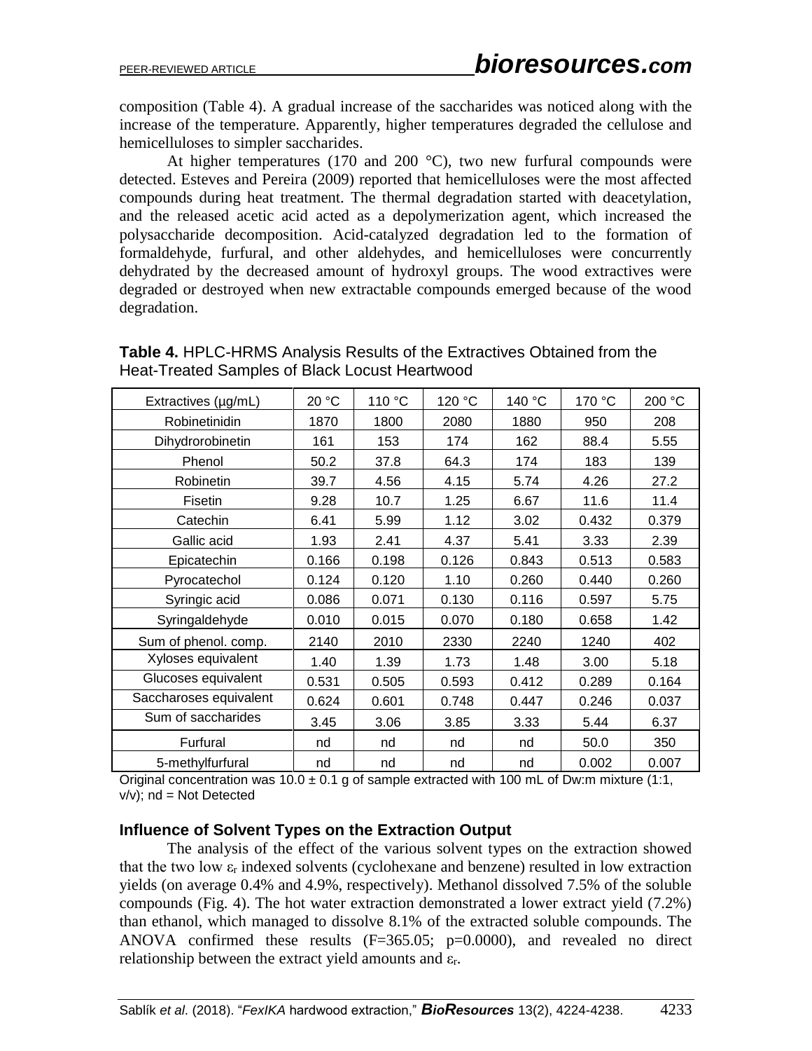composition (Table 4). A gradual increase of the saccharides was noticed along with the increase of the temperature. Apparently, higher temperatures degraded the cellulose and hemicelluloses to simpler saccharides.

At higher temperatures (170 and 200 °C), two new furfural compounds were detected. Esteves and Pereira (2009) reported that hemicelluloses were the most affected compounds during heat treatment. The thermal degradation started with deacetylation, and the released acetic acid acted as a depolymerization agent, which increased the polysaccharide decomposition. Acid-catalyzed degradation led to the formation of formaldehyde, furfural, and other aldehydes, and hemicelluloses were concurrently dehydrated by the decreased amount of hydroxyl groups. The wood extractives were degraded or destroyed when new extractable compounds emerged because of the wood degradation.

**Table 4.** HPLC-HRMS Analysis Results of the Extractives Obtained from the Heat-Treated Samples of Black Locust Heartwood

| Extractives (µg/mL) | 20 °C | 110 °C | 120 °C | 140 °C | 170 °C | 200 °C |
|---|---|---|---|---|---|---|
| Robinetinidin | 1870 | 1800 | 2080 | 1880 | 950 | 208 |
| Dihydrorobinetin | 161 | 153 | 174 | 162 | 88.4 | 5.55 |
| Phenol | 50.2 | 37.8 | 64.3 | 174 | 183 | 139 |
| Robinetin | 39.7 | 4.56 | 4.15 | 5.74 | 4.26 | 27.2 |
| Fisetin | 9.28 | 10.7 | 1.25 | 6.67 | 11.6 | 11.4 |
| Catechin | 6.41 | 5.99 | 1.12 | 3.02 | 0.432 | 0.379 |
| Gallic acid | 1.93 | 2.41 | 4.37 | 5.41 | 3.33 | 2.39 |
| Epicatechin | 0.166 | 0.198 | 0.126 | 0.843 | 0.513 | 0.583 |
| Pyrocatechol | 0.124 | 0.120 | 1.10 | 0.260 | 0.440 | 0.260 |
| Syringic acid | 0.086 | 0.071 | 0.130 | 0.116 | 0.597 | 5.75 |
| Syringaldehyde | 0.010 | 0.015 | 0.070 | 0.180 | 0.658 | 1.42 |
| Sum of phenol. comp. | 2140 | 2010 | 2330 | 2240 | 1240 | 402 |
| Xyloses equivalent | 1.40 | 1.39 | 1.73 | 1.48 | 3.00 | 5.18 |
| Glucoses equivalent | 0.531 | 0.505 | 0.593 | 0.412 | 0.289 | 0.164 |
| Saccharoses equivalent | 0.624 | 0.601 | 0.748 | 0.447 | 0.246 | 0.037 |
| Sum of saccharides | 3.45 | 3.06 | 3.85 | 3.33 | 5.44 | 6.37 |
| Furfural | nd | nd | nd | nd | 50.0 | 350 |
| 5-methylfurfural | nd | nd | nd | nd | 0.002 | 0.007 |

Original concentration was 10.0 ± 0.1 g of sample extracted with 100 mL of Dw:m mixture (1:1, v/v); nd = Not Detected

### Influence of Solvent Types on the Extraction Output

The analysis of the effect of the various solvent types on the extraction showed that the two low $\varepsilon_r$ indexed solvents (cyclohexane and benzene) resulted in low extraction yields (on average 0.4% and 4.9%, respectively). Methanol dissolved 7.5% of the soluble compounds (Fig. 4). The hot water extraction demonstrated a lower extract yield (7.2%) than ethanol, which managed to dissolve 8.1% of the extracted soluble compounds. The ANOVA confirmed these results ($F=365.05$; $p=0.0000$), and revealed no direct relationship between the extract yield amounts and $\varepsilon_r$.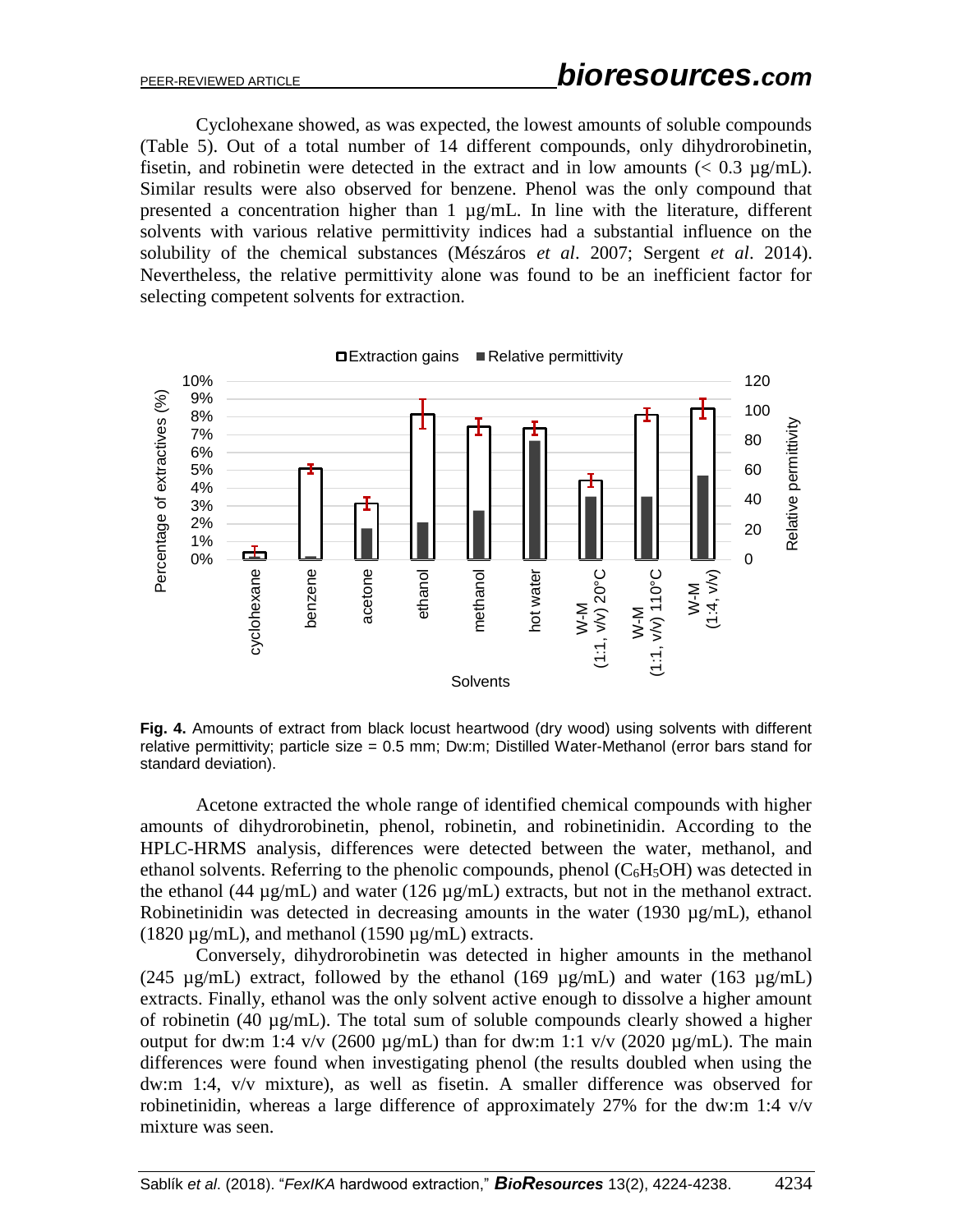Cyclohexane showed, as was expected, the lowest amounts of soluble compounds (Table 5). Out of a total number of 14 different compounds, only dihydrorobinetin, fisetin, and robinetin were detected in the extract and in low amounts (< 0.3 µg/mL). Similar results were also observed for benzene. Phenol was the only compound that presented a concentration higher than 1 µg/mL. In line with the literature, different solvents with various relative permittivity indices had a substantial influence on the solubility of the chemical substances (Mészáros *et al*. 2007; Sergent *et al*. 2014). Nevertheless, the relative permittivity alone was found to be an inefficient factor for selecting competent solvents for extraction.

**Fig. 4.** Amounts of extract from black locust heartwood (dry wood) using solvents with different relative permittivity; particle size = 0.5 mm; Dw:m; Distilled Water-Methanol (error bars stand for standard deviation).

Acetone extracted the whole range of identified chemical compounds with higher amounts of dihydrorobinetin, phenol, robinetin, and robinetinidin. According to the HPLC-HRMS analysis, differences were detected between the water, methanol, and ethanol solvents. Referring to the phenolic compounds, phenol ($C_6H_5OH$) was detected in the ethanol (44 µg/mL) and water (126 µg/mL) extracts, but not in the methanol extract. Robinetinidin was detected in decreasing amounts in the water (1930 µg/mL), ethanol (1820 µg/mL), and methanol (1590 µg/mL) extracts.

Conversely, dihydrorobinetin was detected in higher amounts in the methanol (245 µg/mL) extract, followed by the ethanol (169 µg/mL) and water (163 µg/mL) extracts. Finally, ethanol was the only solvent active enough to dissolve a higher amount of robinetin (40 µg/mL). The total sum of soluble compounds clearly showed a higher output for dw:m 1:4 v/v (2600 µg/mL) than for dw:m 1:1 v/v (2020 µg/mL). The main differences were found when investigating phenol (the results doubled when using the dw:m 1:4, v/v mixture), as well as fisetin. A smaller difference was observed for robinetinidin, whereas a large difference of approximately 27% for the dw:m 1:4 v/v mixture was seen.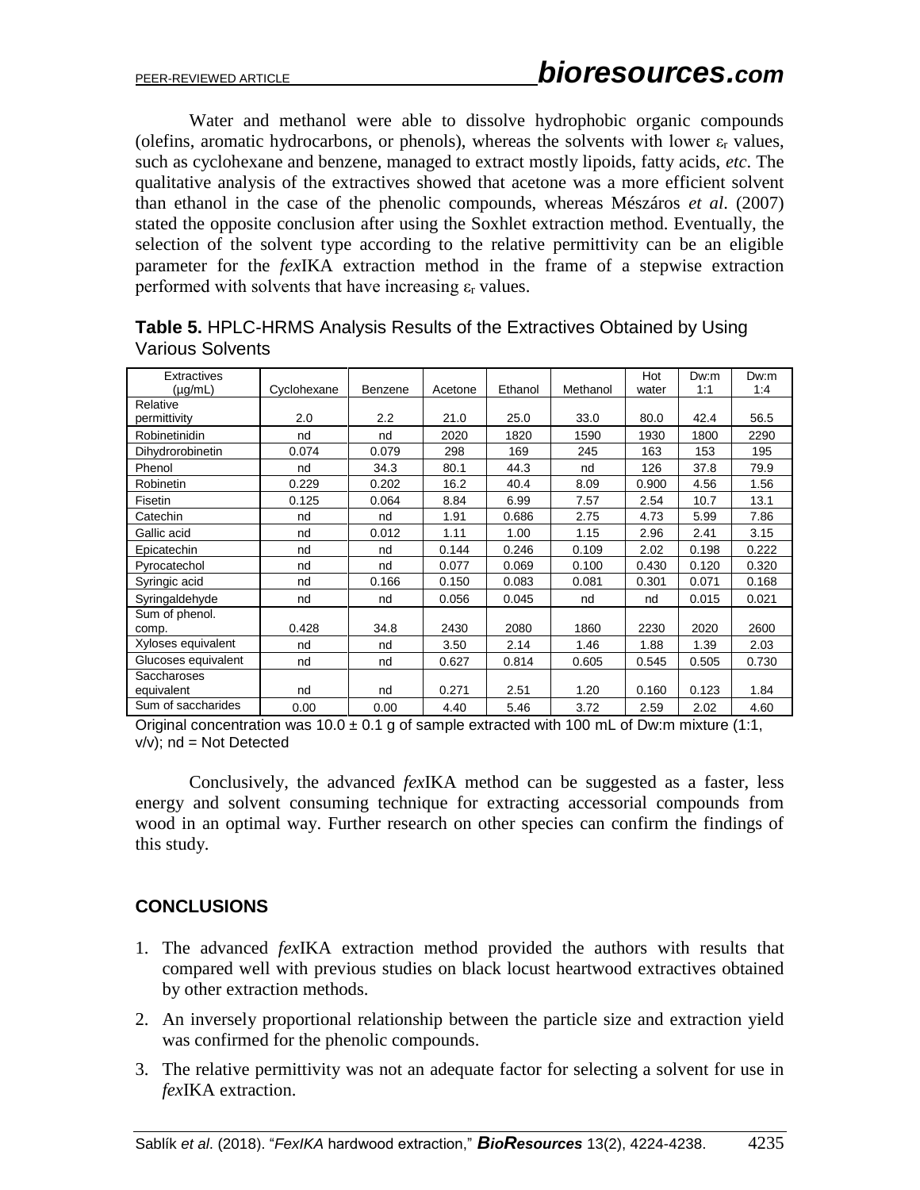Water and methanol were able to dissolve hydrophobic organic compounds (olefins, aromatic hydrocarbons, or phenols), whereas the solvents with lower $\varepsilon_r$ values, such as cyclohexane and benzene, managed to extract mostly lipoids, fatty acids, *etc*. The qualitative analysis of the extractives showed that acetone was a more efficient solvent than ethanol in the case of the phenolic compounds, whereas Mészáros *et al*. (2007) stated the opposite conclusion after using the Soxhlet extraction method. Eventually, the selection of the solvent type according to the relative permittivity can be an eligible parameter for the *fex*IKA extraction method in the frame of a stepwise extraction performed with solvents that have increasing $\varepsilon_r$ values.

**Table 5.** HPLC-HRMS Analysis Results of the Extractives Obtained by Using Various Solvents

| Extractives (µg/mL) | Cyclohexane | Benzene | Acetone | Ethanol | Methanol | Hot water | Dw:m 1:1 | Dw:m 1:4 |
|---|---|---|---|---|---|---|---|---|
| Relative permittivity | 2.0 | 2.2 | 21.0 | 25.0 | 33.0 | 80.0 | 42.4 | 56.5 |
| Robinetinidin | nd | nd | 2020 | 1820 | 1590 | 1930 | 1800 | 2290 |
| Dihydrorobinetin | 0.074 | 0.079 | 298 | 169 | 245 | 163 | 153 | 195 |
| Phenol | nd | 34.3 | 80.1 | 44.3 | nd | 126 | 37.8 | 79.9 |
| Robinetin | 0.229 | 0.202 | 16.2 | 40.4 | 8.09 | 0.900 | 4.56 | 1.56 |
| Fisetin | 0.125 | 0.064 | 8.84 | 6.99 | 7.57 | 2.54 | 10.7 | 13.1 |
| Catechin | nd | nd | 1.91 | 0.686 | 2.75 | 4.73 | 5.99 | 7.86 |
| Gallic acid | nd | 0.012 | 1.11 | 1.00 | 1.15 | 2.96 | 2.41 | 3.15 |
| Epicatechin | nd | nd | 0.144 | 0.246 | 0.109 | 2.02 | 0.198 | 0.222 |
| Pyrocatechol | nd | nd | 0.077 | 0.069 | 0.100 | 0.430 | 0.120 | 0.320 |
| Syringic acid | nd | 0.166 | 0.150 | 0.083 | 0.081 | 0.301 | 0.071 | 0.168 |
| Syringaldehyde | nd | nd | 0.056 | 0.045 | nd | nd | 0.015 | 0.021 |
| Sum of phenol. comp. | 0.428 | 34.8 | 2430 | 2080 | 1860 | 2230 | 2020 | 2600 |
| Xyloses equivalent | nd | nd | 3.50 | 2.14 | 1.46 | 1.88 | 1.39 | 2.03 |
| Glucoses equivalent | nd | nd | 0.627 | 0.814 | 0.605 | 0.545 | 0.505 | 0.730 |
| Saccharoses equivalent | nd | nd | 0.271 | 2.51 | 1.20 | 0.160 | 0.123 | 1.84 |
| Sum of saccharides | 0.00 | 0.00 | 4.40 | 5.46 | 3.72 | 2.59 | 2.02 | 4.60 |

Original concentration was 10.0 ± 0.1 g of sample extracted with 100 mL of Dw:m mixture (1:1, v/v); nd = Not Detected

Conclusively, the advanced *fex*IKA method can be suggested as a faster, less energy and solvent consuming technique for extracting accessorial compounds from wood in an optimal way. Further research on other species can confirm the findings of this study.

## CONCLUSIONS

1. The advanced *fex*IKA extraction method provided the authors with results that compared well with previous studies on black locust heartwood extractives obtained by other extraction methods.
2. An inversely proportional relationship between the particle size and extraction yield was confirmed for the phenolic compounds.
3. The relative permittivity was not an adequate factor for selecting a solvent for use in *fex*IKA extraction.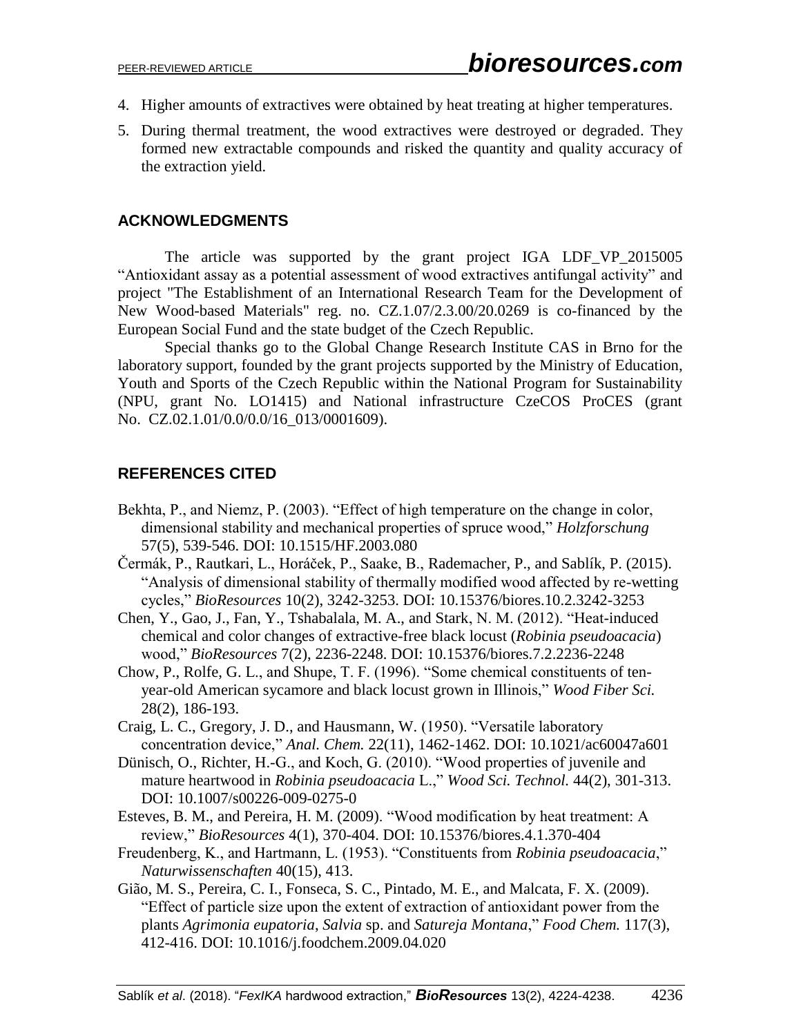4. Higher amounts of extractives were obtained by heat treating at higher temperatures.
5. During thermal treatment, the wood extractives were destroyed or degraded. They formed new extractable compounds and risked the quantity and quality accuracy of the extraction yield.

## ACKNOWLEDGMENTS

The article was supported by the grant project IGA LDF_VP_2015005 "Antioxidant assay as a potential assessment of wood extractives antifungal activity" and project "The Establishment of an International Research Team for the Development of New Wood-based Materials" reg. no. CZ.1.07/2.3.00/20.0269 is co-financed by the European Social Fund and the state budget of the Czech Republic.

Special thanks go to the Global Change Research Institute CAS in Brno for the laboratory support, founded by the grant projects supported by the Ministry of Education, Youth and Sports of the Czech Republic within the National Program for Sustainability (NPU, grant No. LO1415) and National infrastructure CzeCOS ProCES (grant No. CZ.02.1.01/0.0/0.0/16_013/0001609).

## REFERENCES CITED

Bekhta, P., and Niemz, P. (2003). "Effect of high temperature on the change in color, dimensional stability and mechanical properties of spruce wood," *Holzforschung* 57(5), 539-546. DOI: 10.1515/HF.2003.080

Čermák, P., Rautkari, L., Horáček, P., Saake, B., Rademacher, P., and Sablík, P. (2015). "Analysis of dimensional stability of thermally modified wood affected by re-wetting cycles," *BioResources* 10(2), 3242-3253. DOI: 10.15376/biores.10.2.3242-3253

Chen, Y., Gao, J., Fan, Y., Tshabalala, M. A., and Stark, N. M. (2012). "Heat-induced chemical and color changes of extractive-free black locust (*Robinia pseudoacacia*) wood," *BioResources* 7(2), 2236-2248. DOI: 10.15376/biores.7.2.2236-2248

Chow, P., Rolfe, G. L., and Shupe, T. F. (1996). "Some chemical constituents of ten-year-old American sycamore and black locust grown in Illinois," *Wood Fiber Sci.* 28(2), 186-193.

Craig, L. C., Gregory, J. D., and Hausmann, W. (1950). "Versatile laboratory concentration device," *Anal. Chem.* 22(11), 1462-1462. DOI: 10.1021/ac60047a601

Dünisch, O., Richter, H.-G., and Koch, G. (2010). "Wood properties of juvenile and mature heartwood in *Robinia pseudoacacia* L.," *Wood Sci. Technol.* 44(2), 301-313. DOI: 10.1007/s00226-009-0275-0

Esteves, B. M., and Pereira, H. M. (2009). "Wood modification by heat treatment: A review," *BioResources* 4(1), 370-404. DOI: 10.15376/biores.4.1.370-404

Freudenberg, K., and Hartmann, L. (1953). "Constituents from *Robinia pseudoacacia*," *Naturwissenschaften* 40(15), 413.

Gião, M. S., Pereira, C. I., Fonseca, S. C., Pintado, M. E., and Malcata, F. X. (2009). "Effect of particle size upon the extent of extraction of antioxidant power from the plants *Agrimonia eupatoria*, *Salvia* sp. and *Satureja Montana*," *Food Chem.* 117(3), 412-416. DOI: 10.1016/j.foodchem.2009.04.020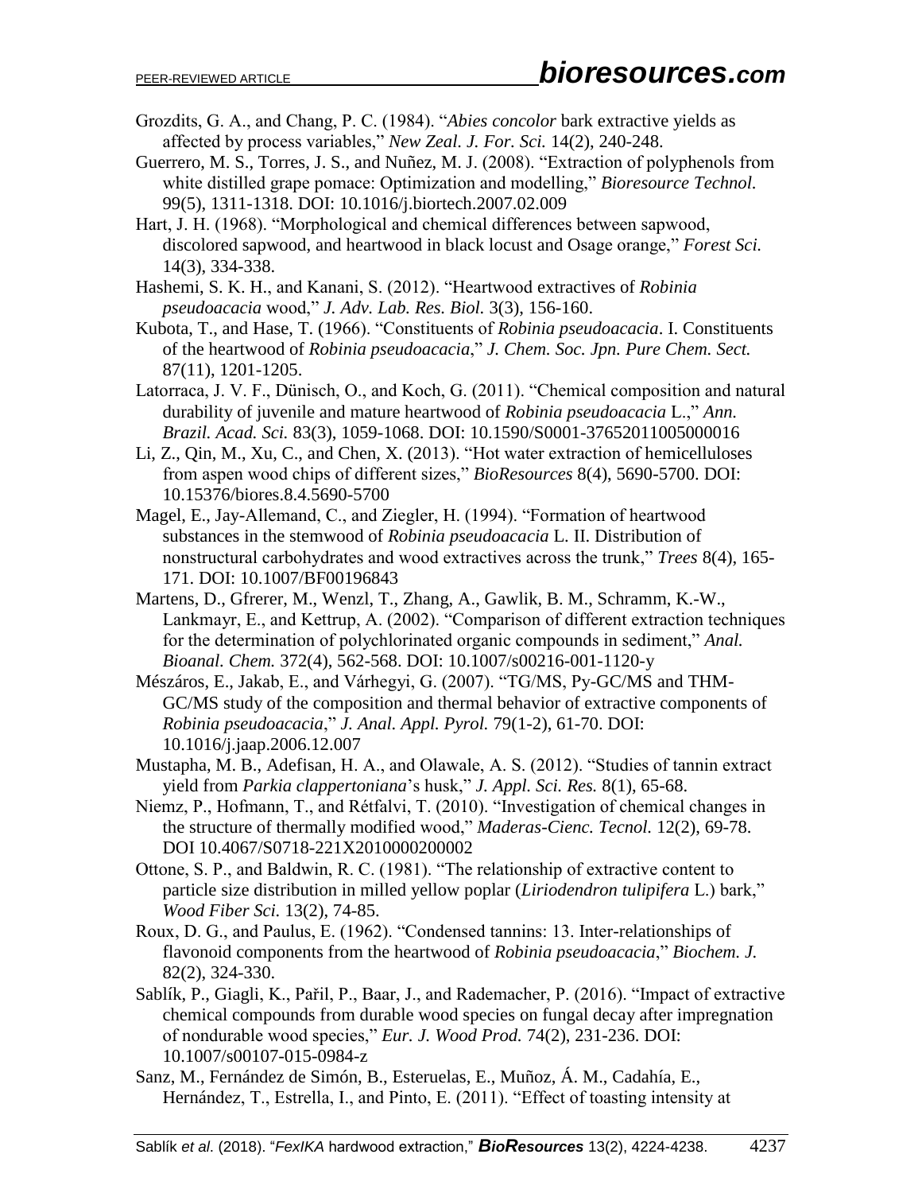Grozdits, G. A., and Chang, P. C. (1984). "*Abies concolor* bark extractive yields as affected by process variables," *New Zeal. J. For. Sci.* 14(2), 240-248.

Guerrero, M. S., Torres, J. S., and Nuñez, M. J. (2008). "Extraction of polyphenols from white distilled grape pomace: Optimization and modelling," *Bioresource Technol.* 99(5), 1311-1318. DOI: 10.1016/j.biortech.2007.02.009

Hart, J. H. (1968). "Morphological and chemical differences between sapwood, discolored sapwood, and heartwood in black locust and Osage orange," *Forest Sci.* 14(3), 334-338.

Hashemi, S. K. H., and Kanani, S. (2012). "Heartwood extractives of *Robinia pseudoacacia* wood," *J. Adv. Lab. Res. Biol.* 3(3), 156-160.

Kubota, T., and Hase, T. (1966). "Constituents of *Robinia pseudoacacia*. I. Constituents of the heartwood of *Robinia pseudoacacia*," *J. Chem. Soc. Jpn. Pure Chem. Sect.* 87(11), 1201-1205.

Latorraca, J. V. F., Dünisch, O., and Koch, G. (2011). "Chemical composition and natural durability of juvenile and mature heartwood of *Robinia pseudoacacia* L.," *Ann. Brazil. Acad. Sci.* 83(3), 1059-1068. DOI: 10.1590/S0001-37652011005000016

Li, Z., Qin, M., Xu, C., and Chen, X. (2013). "Hot water extraction of hemicelluloses from aspen wood chips of different sizes," *BioResources* 8(4), 5690-5700. DOI: 10.15376/biores.8.4.5690-5700

Magel, E., Jay-Allemand, C., and Ziegler, H. (1994). "Formation of heartwood substances in the stemwood of *Robinia pseudoacacia* L. II. Distribution of nonstructural carbohydrates and wood extractives across the trunk," *Trees* 8(4), 165-171. DOI: 10.1007/BF00196843

Martens, D., Gfrerer, M., Wenzl, T., Zhang, A., Gawlik, B. M., Schramm, K.-W., Lankmayr, E., and Kettrup, A. (2002). "Comparison of different extraction techniques for the determination of polychlorinated organic compounds in sediment," *Anal. Bioanal. Chem.* 372(4), 562-568. DOI: 10.1007/s00216-001-1120-y

Mészáros, E., Jakab, E., and Várhegyi, G. (2007). "TG/MS, Py-GC/MS and THM-GC/MS study of the composition and thermal behavior of extractive components of *Robinia pseudoacacia*," *J. Anal. Appl. Pyrol.* 79(1-2), 61-70. DOI: 10.1016/j.jaap.2006.12.007

Mustapha, M. B., Adefisan, H. A., and Olawale, A. S. (2012). "Studies of tannin extract yield from *Parkia clappertoniana*'s husk," *J. Appl. Sci. Res.* 8(1), 65-68.

Niemz, P., Hofmann, T., and Rétfalvi, T. (2010). "Investigation of chemical changes in the structure of thermally modified wood," *Maderas-Cienc. Tecnol.* 12(2), 69-78. DOI 10.4067/S0718-221X2010000200002

Ottone, S. P., and Baldwin, R. C. (1981). "The relationship of extractive content to particle size distribution in milled yellow poplar (*Liriodendron tulipifera* L.) bark," *Wood Fiber Sci.* 13(2), 74-85.

Roux, D. G., and Paulus, E. (1962). "Condensed tannins: 13. Inter-relationships of flavonoid components from the heartwood of *Robinia pseudoacacia*," *Biochem. J.* 82(2), 324-330.

Sablík, P., Giagli, K., Pařil, P., Baar, J., and Rademacher, P. (2016). "Impact of extractive chemical compounds from durable wood species on fungal decay after impregnation of nondurable wood species," *Eur. J. Wood Prod.* 74(2), 231-236. DOI: 10.1007/s00107-015-0984-z

Sanz, M., Fernández de Simón, B., Esteruelas, E., Muñoz, Á. M., Cadahía, E., Hernández, T., Estrella, I., and Pinto, E. (2011). "Effect of toasting intensity at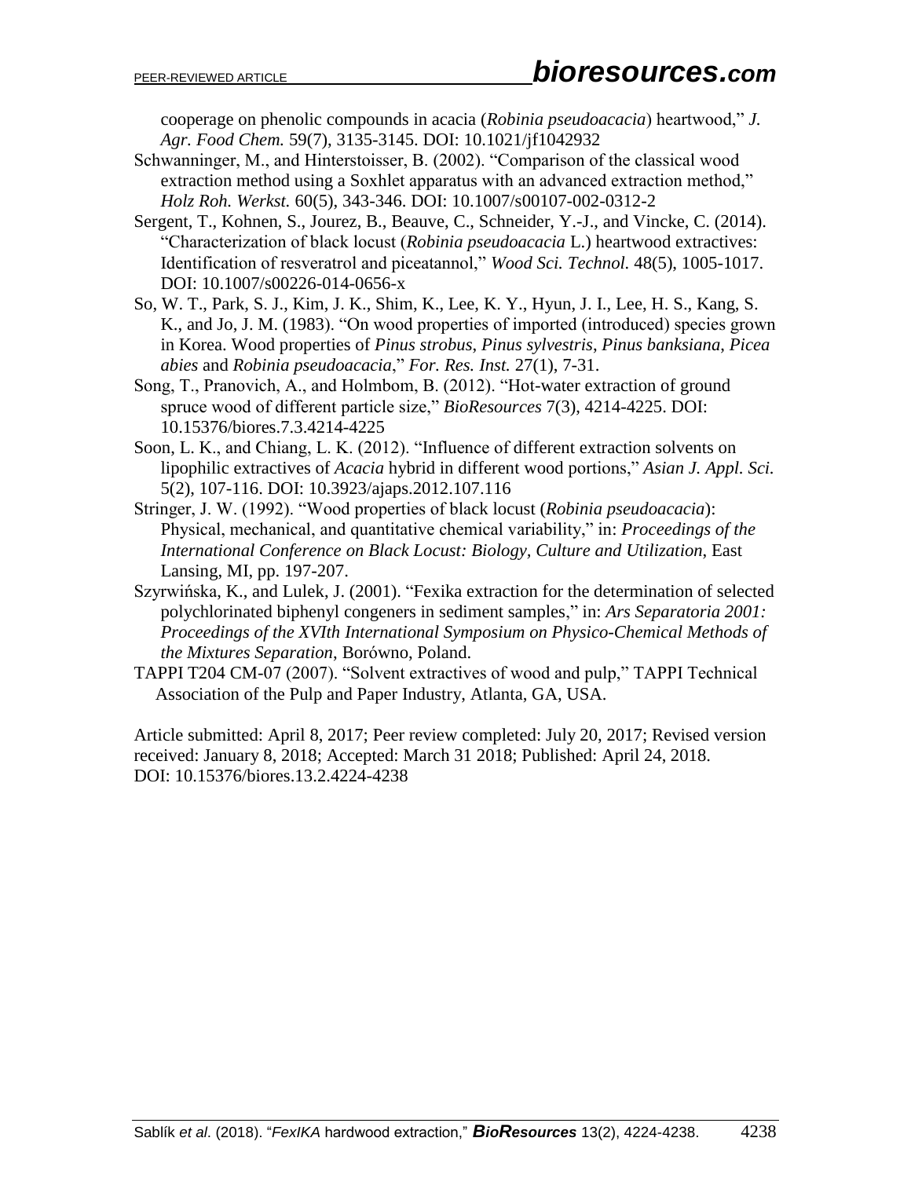cooperage on phenolic compounds in acacia (*Robinia pseudoacacia*) heartwood," *J. Agr. Food Chem.* 59(7), 3135-3145. DOI: 10.1021/jf1042932

Schwanninger, M., and Hinterstoisser, B. (2002). "Comparison of the classical wood extraction method using a Soxhlet apparatus with an advanced extraction method," *Holz Roh. Werkst.* 60(5), 343-346. DOI: 10.1007/s00107-002-0312-2

Sergent, T., Kohnen, S., Jourez, B., Beauve, C., Schneider, Y.-J., and Vincke, C. (2014). "Characterization of black locust (*Robinia pseudoacacia* L.) heartwood extractives: Identification of resveratrol and piceatannol," *Wood Sci. Technol.* 48(5), 1005-1017. DOI: 10.1007/s00226-014-0656-x

So, W. T., Park, S. J., Kim, J. K., Shim, K., Lee, K. Y., Hyun, J. I., Lee, H. S., Kang, S. K., and Jo, J. M. (1983). "On wood properties of imported (introduced) species grown in Korea. Wood properties of *Pinus strobus*, *Pinus sylvestris*, *Pinus banksiana*, *Picea abies* and *Robinia pseudoacacia*," *For. Res. Inst.* 27(1), 7-31.

Song, T., Pranovich, A., and Holmbom, B. (2012). "Hot-water extraction of ground spruce wood of different particle size," *BioResources* 7(3), 4214-4225. DOI: 10.15376/biores.7.3.4214-4225

Soon, L. K., and Chiang, L. K. (2012). "Influence of different extraction solvents on lipophilic extractives of *Acacia* hybrid in different wood portions," *Asian J. Appl. Sci.* 5(2), 107-116. DOI: 10.3923/ajaps.2012.107.116

Stringer, J. W. (1992). "Wood properties of black locust (*Robinia pseudoacacia*): Physical, mechanical, and quantitative chemical variability," in: *Proceedings of the International Conference on Black Locust: Biology, Culture and Utilization*, East Lansing, MI, pp. 197-207.

Szyrwińska, K., and Lulek, J. (2001). "Fexika extraction for the determination of selected polychlorinated biphenyl congeners in sediment samples," in: *Ars Separatoria 2001: Proceedings of the XVIth International Symposium on Physico-Chemical Methods of the Mixtures Separation*, Borówno, Poland.

TAPPI T204 CM-07 (2007). "Solvent extractives of wood and pulp," TAPPI Technical Association of the Pulp and Paper Industry, Atlanta, GA, USA.

Article submitted: April 8, 2017; Peer review completed: July 20, 2017; Revised version received: January 8, 2018; Accepted: March 31 2018; Published: April 24, 2018.
DOI: 10.15376/biores.13.2.4224-4238